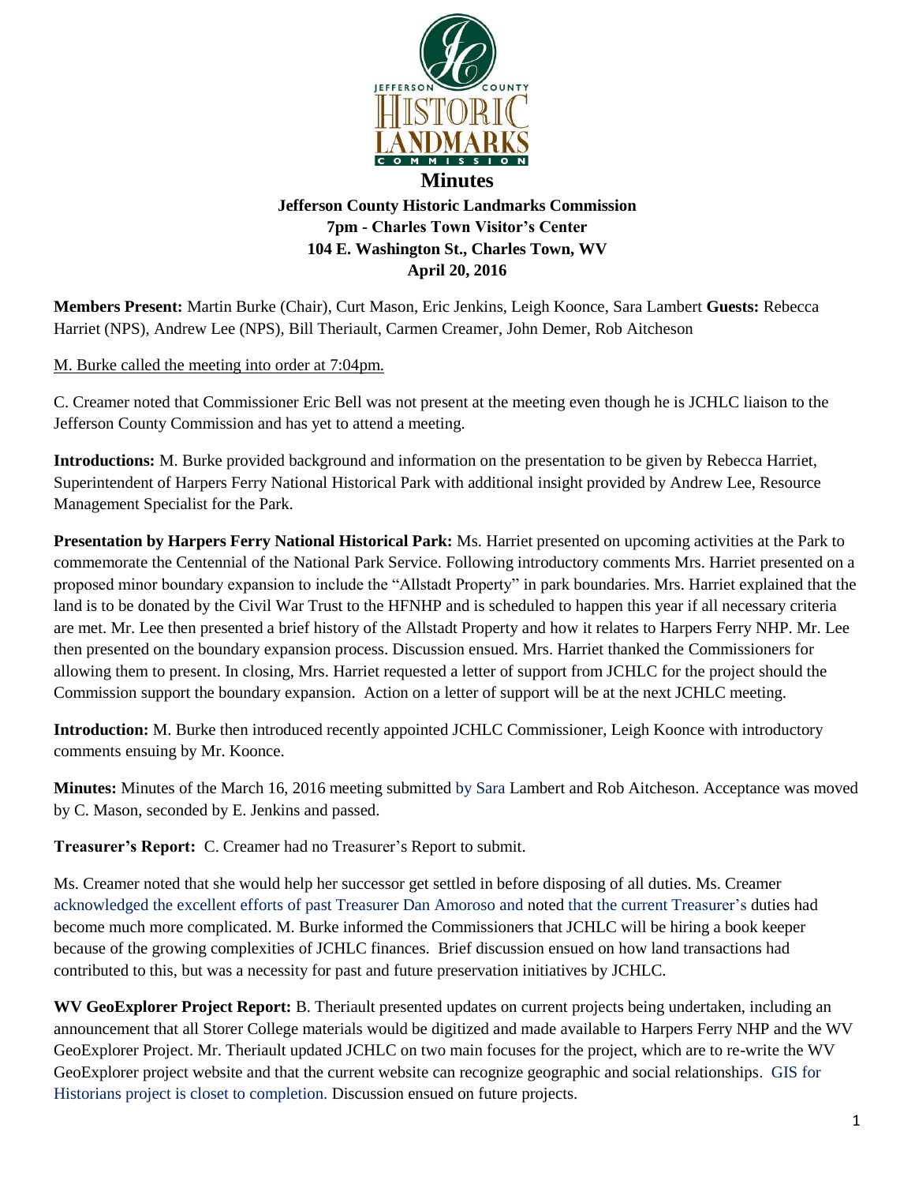# Minutes

**Jefferson County Historic Landmarks Commission**
**7pm - Charles Town Visitor's Center**
**104 E. Washington St., Charles Town, WV**
**April 20, 2016**

**Members Present:** Martin Burke (Chair), Curt Mason, Eric Jenkins, Leigh Koonce, Sara Lambert **Guests:** Rebecca Harriet (NPS), Andrew Lee (NPS), Bill Theriault, Carmen Creamer, John Demer, Rob Aitcheson

M. Burke called the meeting into order at 7:04pm.

C. Creamer noted that Commissioner Eric Bell was not present at the meeting even though he is JCHLC liaison to the Jefferson County Commission and has yet to attend a meeting.

**Introductions:** M. Burke provided background and information on the presentation to be given by Rebecca Harriet, Superintendent of Harpers Ferry National Historical Park with additional insight provided by Andrew Lee, Resource Management Specialist for the Park.

**Presentation by Harpers Ferry National Historical Park:** Ms. Harriet presented on upcoming activities at the Park to commemorate the Centennial of the National Park Service. Following introductory comments Mrs. Harriet presented on a proposed minor boundary expansion to include the "Allstadt Property" in park boundaries. Mrs. Harriet explained that the land is to be donated by the Civil War Trust to the HFNHP and is scheduled to happen this year if all necessary criteria are met. Mr. Lee then presented a brief history of the Allstadt Property and how it relates to Harpers Ferry NHP. Mr. Lee then presented on the boundary expansion process. Discussion ensued. Mrs. Harriet thanked the Commissioners for allowing them to present. In closing, Mrs. Harriet requested a letter of support from JCHLC for the project should the Commission support the boundary expansion. Action on a letter of support will be at the next JCHLC meeting.

**Introduction:** M. Burke then introduced recently appointed JCHLC Commissioner, Leigh Koonce with introductory comments ensuing by Mr. Koonce.

**Minutes:** Minutes of the March 16, 2016 meeting submitted by Sara Lambert and Rob Aitcheson. Acceptance was moved by C. Mason, seconded by E. Jenkins and passed.

**Treasurer's Report:** C. Creamer had no Treasurer's Report to submit.

Ms. Creamer noted that she would help her successor get settled in before disposing of all duties. Ms. Creamer acknowledged the excellent efforts of past Treasurer Dan Amoroso and noted that the current Treasurer's duties had become much more complicated. M. Burke informed the Commissioners that JCHLC will be hiring a book keeper because of the growing complexities of JCHLC finances. Brief discussion ensued on how land transactions had contributed to this, but was a necessity for past and future preservation initiatives by JCHLC.

**WV GeoExplorer Project Report:** B. Theriault presented updates on current projects being undertaken, including an announcement that all Storer College materials would be digitized and made available to Harpers Ferry NHP and the WV GeoExplorer Project. Mr. Theriault updated JCHLC on two main focuses for the project, which are to re-write the WV GeoExplorer project website and that the current website can recognize geographic and social relationships. GIS for Historians project is closet to completion. Discussion ensued on future projects.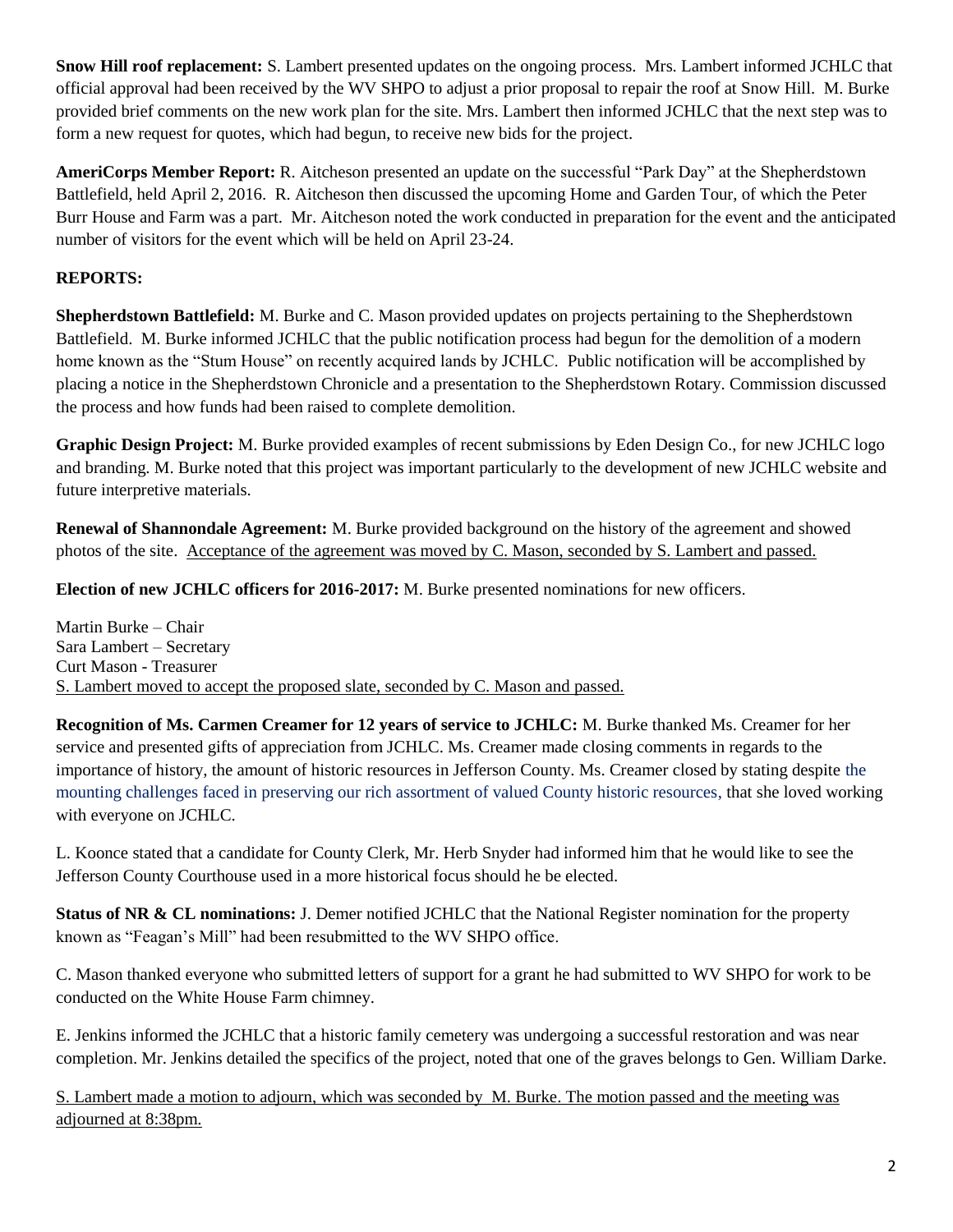**Snow Hill roof replacement:** S. Lambert presented updates on the ongoing process. Mrs. Lambert informed JCHLC that official approval had been received by the WV SHPO to adjust a prior proposal to repair the roof at Snow Hill. M. Burke provided brief comments on the new work plan for the site. Mrs. Lambert then informed JCHLC that the next step was to form a new request for quotes, which had begun, to receive new bids for the project.

**AmeriCorps Member Report:** R. Aitcheson presented an update on the successful "Park Day" at the Shepherdstown Battlefield, held April 2, 2016. R. Aitcheson then discussed the upcoming Home and Garden Tour, of which the Peter Burr House and Farm was a part. Mr. Aitcheson noted the work conducted in preparation for the event and the anticipated number of visitors for the event which will be held on April 23-24.

**REPORTS:**

**Shepherdstown Battlefield:** M. Burke and C. Mason provided updates on projects pertaining to the Shepherdstown Battlefield. M. Burke informed JCHLC that the public notification process had begun for the demolition of a modern home known as the "Stum House" on recently acquired lands by JCHLC. Public notification will be accomplished by placing a notice in the Shepherdstown Chronicle and a presentation to the Shepherdstown Rotary. Commission discussed the process and how funds had been raised to complete demolition.

**Graphic Design Project:** M. Burke provided examples of recent submissions by Eden Design Co., for new JCHLC logo and branding. M. Burke noted that this project was important particularly to the development of new JCHLC website and future interpretive materials.

**Renewal of Shannondale Agreement:** M. Burke provided background on the history of the agreement and showed photos of the site. <u>Acceptance of the agreement was moved by C. Mason, seconded by S. Lambert and passed.</u>

**Election of new JCHLC officers for 2016-2017:** M. Burke presented nominations for new officers.

Martin Burke – Chair
Sara Lambert – Secretary
Curt Mason - Treasurer
<u>S. Lambert moved to accept the proposed slate, seconded by C. Mason and passed.</u>

**Recognition of Ms. Carmen Creamer for 12 years of service to JCHLC:** M. Burke thanked Ms. Creamer for her service and presented gifts of appreciation from JCHLC. Ms. Creamer made closing comments in regards to the importance of history, the amount of historic resources in Jefferson County. Ms. Creamer closed by stating despite the mounting challenges faced in preserving our rich assortment of valued County historic resources, that she loved working with everyone on JCHLC.

L. Koonce stated that a candidate for County Clerk, Mr. Herb Snyder had informed him that he would like to see the Jefferson County Courthouse used in a more historical focus should he be elected.

**Status of NR & CL nominations:** J. Demer notified JCHLC that the National Register nomination for the property known as "Feagan's Mill" had been resubmitted to the WV SHPO office.

C. Mason thanked everyone who submitted letters of support for a grant he had submitted to WV SHPO for work to be conducted on the White House Farm chimney.

E. Jenkins informed the JCHLC that a historic family cemetery was undergoing a successful restoration and was near completion. Mr. Jenkins detailed the specifics of the project, noted that one of the graves belongs to Gen. William Darke.

<u>S. Lambert made a motion to adjourn, which was seconded by M. Burke. The motion passed and the meeting was adjourned at 8:38pm.</u>